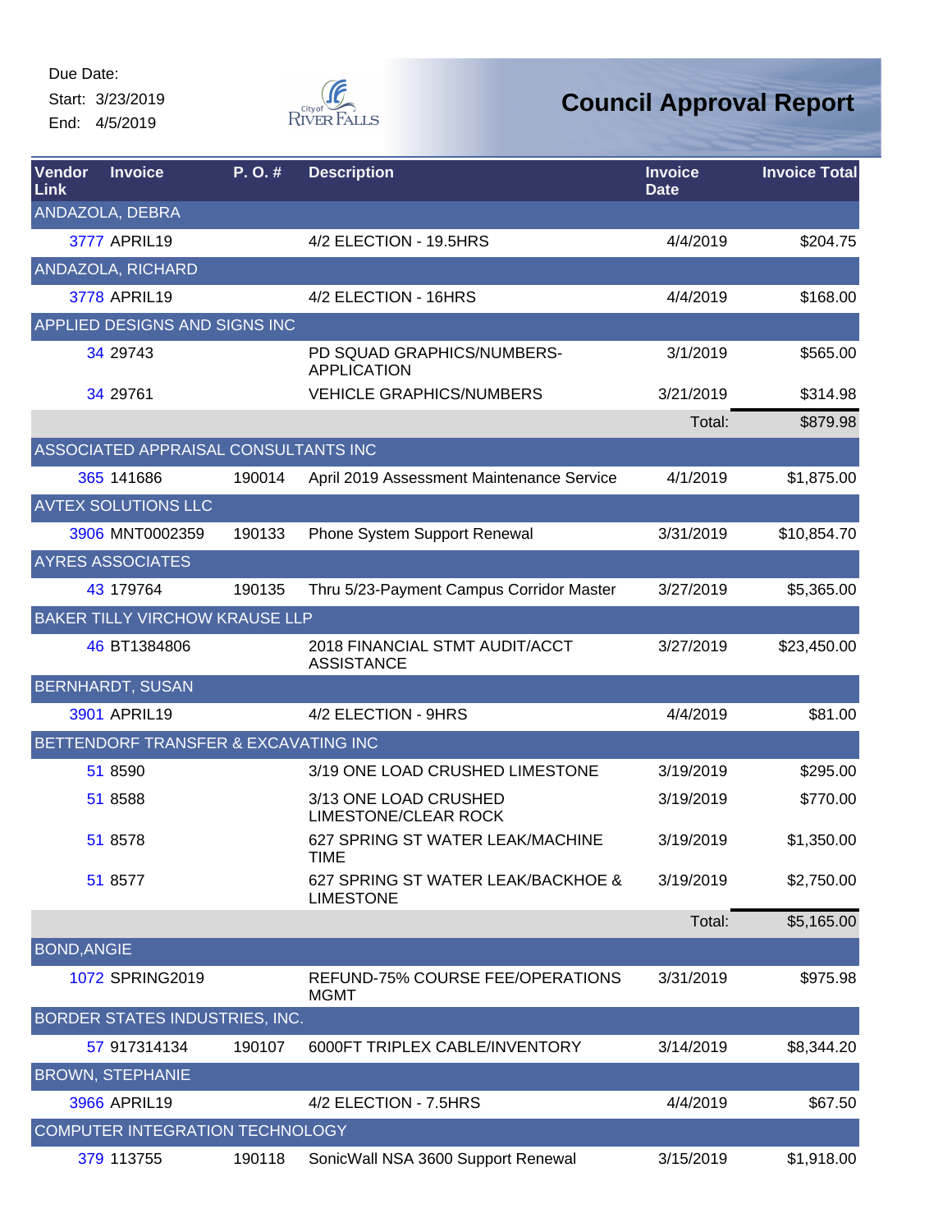Due Date:
Start: 3/23/2019
End: 4/5/2019

City of River Falls

# Council Approval Report

| Vendor Link | Invoice | P. O. # | Description | Invoice Date | Invoice Total |
|---|---|---|---|---|---|
| ANDAZOLA, DEBRA | | | | | |
| 3777 | APRIL19 | | 4/2 ELECTION - 19.5HRS | 4/4/2019 | $204.75 |
| ANDAZOLA, RICHARD | | | | | |
| 3778 | APRIL19 | | 4/2 ELECTION - 16HRS | 4/4/2019 | $168.00 |
| APPLIED DESIGNS AND SIGNS INC | | | | | |
| 34 | 29743 | | PD SQUAD GRAPHICS/NUMBERS-APPLICATION | 3/1/2019 | $565.00 |
| 34 | 29761 | | VEHICLE GRAPHICS/NUMBERS | 3/21/2019 | $314.98 |
| | | | | Total: | $879.98 |
| ASSOCIATED APPRAISAL CONSULTANTS INC | | | | | |
| 365 | 141686 | 190014 | April 2019 Assessment Maintenance Service | 4/1/2019 | $1,875.00 |
| AVTEX SOLUTIONS LLC | | | | | |
| 3906 | MNT0002359 | 190133 | Phone System Support Renewal | 3/31/2019 | $10,854.70 |
| AYRES ASSOCIATES | | | | | |
| 43 | 179764 | 190135 | Thru 5/23-Payment Campus Corridor Master | 3/27/2019 | $5,365.00 |
| BAKER TILLY VIRCHOW KRAUSE LLP | | | | | |
| 46 | BT1384806 | | 2018 FINANCIAL STMT AUDIT/ACCT ASSISTANCE | 3/27/2019 | $23,450.00 |
| BERNHARDT, SUSAN | | | | | |
| 3901 | APRIL19 | | 4/2 ELECTION - 9HRS | 4/4/2019 | $81.00 |
| BETTENDORF TRANSFER & EXCAVATING INC | | | | | |
| 51 | 8590 | | 3/19 ONE LOAD CRUSHED LIMESTONE | 3/19/2019 | $295.00 |
| 51 | 8588 | | 3/13 ONE LOAD CRUSHED LIMESTONE/CLEAR ROCK | 3/19/2019 | $770.00 |
| 51 | 8578 | | 627 SPRING ST WATER LEAK/MACHINE TIME | 3/19/2019 | $1,350.00 |
| 51 | 8577 | | 627 SPRING ST WATER LEAK/BACKHOE & LIMESTONE | 3/19/2019 | $2,750.00 |
| | | | | Total: | $5,165.00 |
| BOND,ANGIE | | | | | |
| 1072 | SPRING2019 | | REFUND-75% COURSE FEE/OPERATIONS MGMT | 3/31/2019 | $975.98 |
| BORDER STATES INDUSTRIES, INC. | | | | | |
| 57 | 917314134 | 190107 | 6000FT TRIPLEX CABLE/INVENTORY | 3/14/2019 | $8,344.20 |
| BROWN, STEPHANIE | | | | | |
| 3966 | APRIL19 | | 4/2 ELECTION - 7.5HRS | 4/4/2019 | $67.50 |
| COMPUTER INTEGRATION TECHNOLOGY | | | | | |
| 379 | 113755 | 190118 | SonicWall NSA 3600 Support Renewal | 3/15/2019 | $1,918.00 |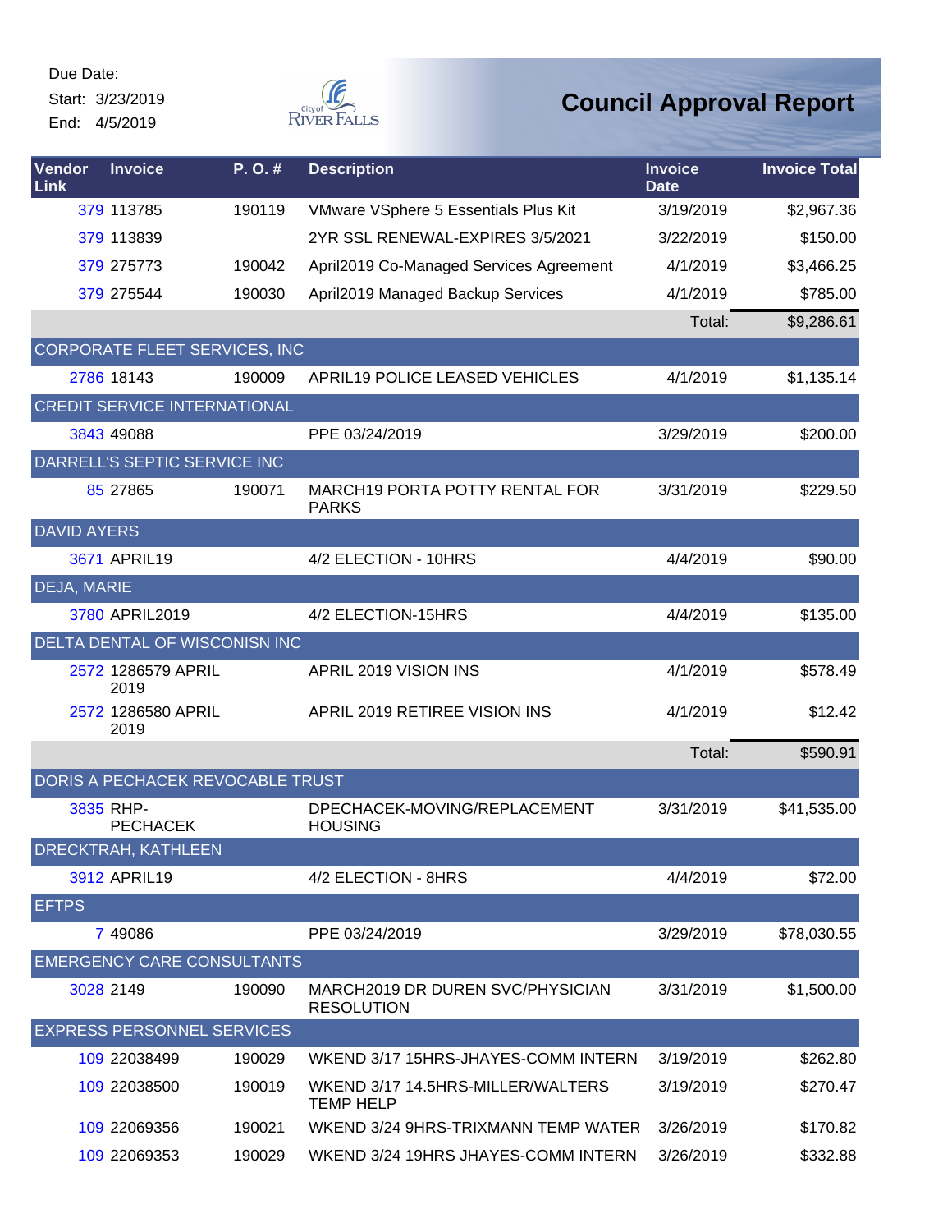Due Date:

Start: 3/23/2019

End: 4/5/2019

# Council Approval Report

| Vendor Link | Invoice | P. O. # | Description | Invoice Date | Invoice Total |
|---|---|---|---|---|---|
| 379 | 113785 | 190119 | VMware VSphere 5 Essentials Plus Kit | 3/19/2019 | $2,967.36 |
| 379 | 113839 | | 2YR SSL RENEWAL-EXPIRES 3/5/2021 | 3/22/2019 | $150.00 |
| 379 | 275773 | 190042 | April2019 Co-Managed Services Agreement | 4/1/2019 | $3,466.25 |
| 379 | 275544 | 190030 | April2019 Managed Backup Services | 4/1/2019 | $785.00 |
| | | | | Total: | $9,286.61 |
| CORPORATE FLEET SERVICES, INC | | | | | |
| 2786 | 18143 | 190009 | APRIL19 POLICE LEASED VEHICLES | 4/1/2019 | $1,135.14 |
| CREDIT SERVICE INTERNATIONAL | | | | | |
| 3843 | 49088 | | PPE 03/24/2019 | 3/29/2019 | $200.00 |
| DARRELL'S SEPTIC SERVICE INC | | | | | |
| 85 | 27865 | 190071 | MARCH19 PORTA POTTY RENTAL FOR PARKS | 3/31/2019 | $229.50 |
| DAVID AYERS | | | | | |
| 3671 | APRIL19 | | 4/2 ELECTION - 10HRS | 4/4/2019 | $90.00 |
| DEJA, MARIE | | | | | |
| 3780 | APRIL2019 | | 4/2 ELECTION-15HRS | 4/4/2019 | $135.00 |
| DELTA DENTAL OF WISCONISN INC | | | | | |
| 2572 | 1286579 APRIL 2019 | | APRIL 2019 VISION INS | 4/1/2019 | $578.49 |
| 2572 | 1286580 APRIL 2019 | | APRIL 2019 RETIREE VISION INS | 4/1/2019 | $12.42 |
| | | | | Total: | $590.91 |
| DORIS A PECHACEK REVOCABLE TRUST | | | | | |
| 3835 | RHP-PECHACEK | | DPECHACEK-MOVING/REPLACEMENT HOUSING | 3/31/2019 | $41,535.00 |
| DRECKTRAH, KATHLEEN | | | | | |
| 3912 | APRIL19 | | 4/2 ELECTION - 8HRS | 4/4/2019 | $72.00 |
| EFTPS | | | | | |
| 7 | 49086 | | PPE 03/24/2019 | 3/29/2019 | $78,030.55 |
| EMERGENCY CARE CONSULTANTS | | | | | |
| 3028 | 2149 | 190090 | MARCH2019 DR DUREN SVC/PHYSICIAN RESOLUTION | 3/31/2019 | $1,500.00 |
| EXPRESS PERSONNEL SERVICES | | | | | |
| 109 | 22038499 | 190029 | WKEND 3/17 15HRS-JHAYES-COMM INTERN | 3/19/2019 | $262.80 |
| 109 | 22038500 | 190019 | WKEND 3/17 14.5HRS-MILLER/WALTERS TEMP HELP | 3/19/2019 | $270.47 |
| 109 | 22069356 | 190021 | WKEND 3/24 9HRS-TRIXMANN TEMP WATER | 3/26/2019 | $170.82 |
| 109 | 22069353 | 190029 | WKEND 3/24 19HRS JHAYES-COMM INTERN | 3/26/2019 | $332.88 |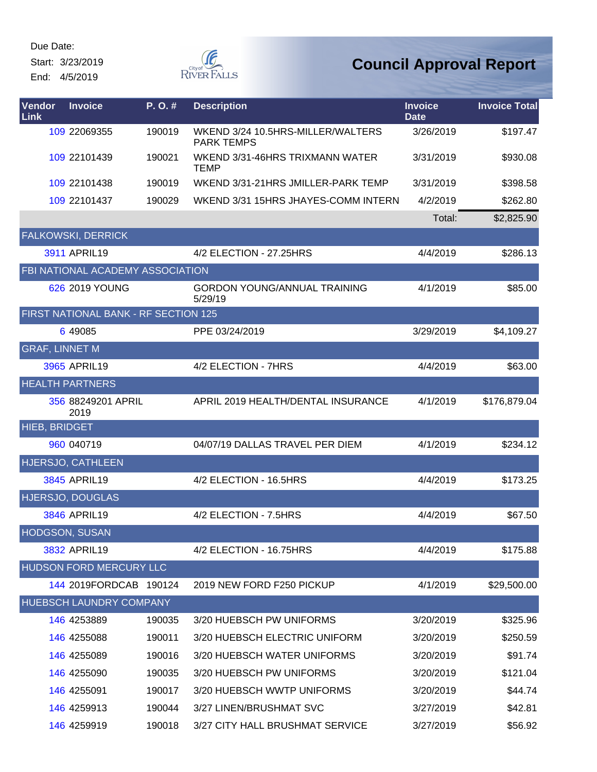Due Date:

Start: 3/23/2019

End: 4/5/2019

# Council Approval Report

| Vendor Link | Invoice | P. O. # | Description | Invoice Date | Invoice Total |
|---|---|---|---|---|---|
| 109 | 22069355 | 190019 | WKEND 3/24 10.5HRS-MILLER/WALTERS PARK TEMPS | 3/26/2019 | $197.47 |
| 109 | 22101439 | 190021 | WKEND 3/31-46HRS TRIXMANN WATER TEMP | 3/31/2019 | $930.08 |
| 109 | 22101438 | 190019 | WKEND 3/31-21HRS JMILLER-PARK TEMP | 3/31/2019 | $398.58 |
| 109 | 22101437 | 190029 | WKEND 3/31 15HRS JHAYES-COMM INTERN | 4/2/2019 | $262.80 |
| | | | | Total: | $2,825.90 |
| FALKOWSKI, DERRICK | | | | | |
| 3911 | APRIL19 | | 4/2 ELECTION - 27.25HRS | 4/4/2019 | $286.13 |
| FBI NATIONAL ACADEMY ASSOCIATION | | | | | |
| 626 | 2019 YOUNG | | GORDON YOUNG/ANNUAL TRAINING 5/29/19 | 4/1/2019 | $85.00 |
| FIRST NATIONAL BANK - RF SECTION 125 | | | | | |
| 6 | 49085 | | PPE 03/24/2019 | 3/29/2019 | $4,109.27 |
| GRAF, LINNET M | | | | | |
| 3965 | APRIL19 | | 4/2 ELECTION - 7HRS | 4/4/2019 | $63.00 |
| HEALTH PARTNERS | | | | | |
| 356 | 88249201 APRIL 2019 | | APRIL 2019 HEALTH/DENTAL INSURANCE | 4/1/2019 | $176,879.04 |
| HIEB, BRIDGET | | | | | |
| 960 | 040719 | | 04/07/19 DALLAS TRAVEL PER DIEM | 4/1/2019 | $234.12 |
| HJERSJO, CATHLEEN | | | | | |
| 3845 | APRIL19 | | 4/2 ELECTION - 16.5HRS | 4/4/2019 | $173.25 |
| HJERSJO, DOUGLAS | | | | | |
| 3846 | APRIL19 | | 4/2 ELECTION - 7.5HRS | 4/4/2019 | $67.50 |
| HODGSON, SUSAN | | | | | |
| 3832 | APRIL19 | | 4/2 ELECTION - 16.75HRS | 4/4/2019 | $175.88 |
| HUDSON FORD MERCURY LLC | | | | | |
| 144 | 2019FORDCAB | 190124 | 2019 NEW FORD F250 PICKUP | 4/1/2019 | $29,500.00 |
| HUEBSCH LAUNDRY COMPANY | | | | | |
| 146 | 4253889 | 190035 | 3/20 HUEBSCH PW UNIFORMS | 3/20/2019 | $325.96 |
| 146 | 4255088 | 190011 | 3/20 HUEBSCH ELECTRIC UNIFORM | 3/20/2019 | $250.59 |
| 146 | 4255089 | 190016 | 3/20 HUEBSCH WATER UNIFORMS | 3/20/2019 | $91.74 |
| 146 | 4255090 | 190035 | 3/20 HUEBSCH PW UNIFORMS | 3/20/2019 | $121.04 |
| 146 | 4255091 | 190017 | 3/20 HUEBSCH WWTP UNIFORMS | 3/20/2019 | $44.74 |
| 146 | 4259913 | 190044 | 3/27 LINEN/BRUSHMAT SVC | 3/27/2019 | $42.81 |
| 146 | 4259919 | 190018 | 3/27 CITY HALL BRUSHMAT SERVICE | 3/27/2019 | $56.92 |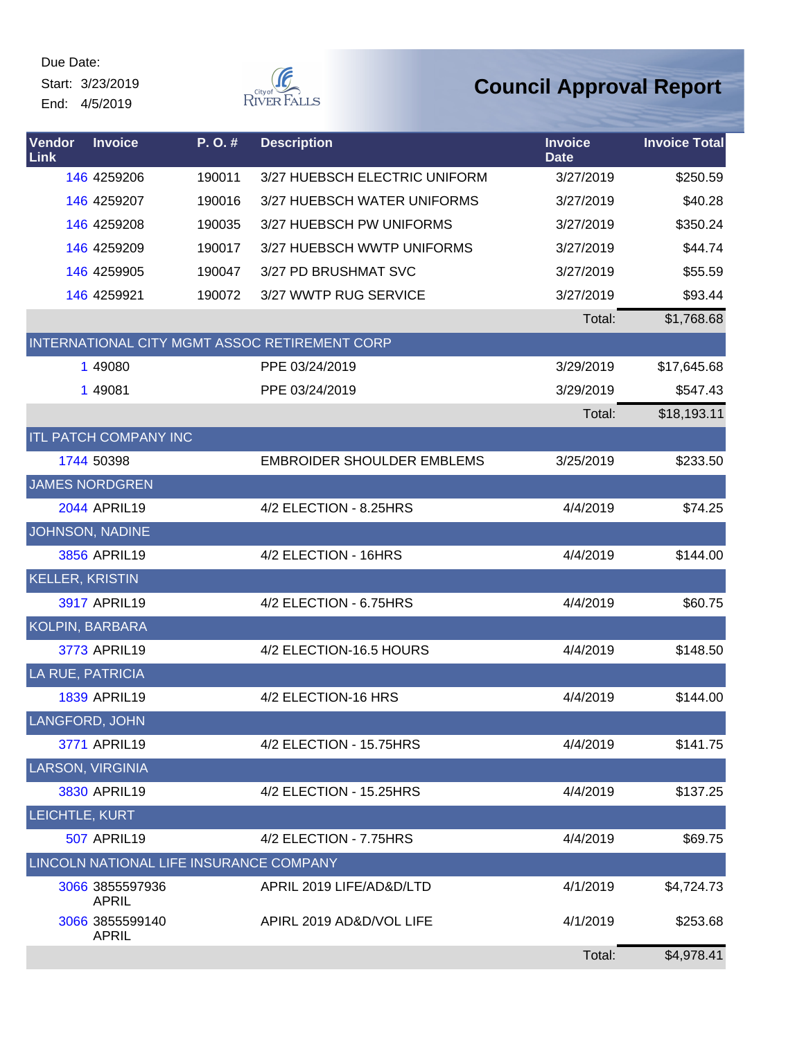Due Date:
Start: 3/23/2019
End: 4/5/2019

# Council Approval Report

| Vendor Link | Invoice | P. O. # | Description | Invoice Date | Invoice Total |
|---|---|---|---|---|---|
| 146 | 4259206 | 190011 | 3/27 HUEBSCH ELECTRIC UNIFORM | 3/27/2019 | $250.59 |
| 146 | 4259207 | 190016 | 3/27 HUEBSCH WATER UNIFORMS | 3/27/2019 | $40.28 |
| 146 | 4259208 | 190035 | 3/27 HUEBSCH PW UNIFORMS | 3/27/2019 | $350.24 |
| 146 | 4259209 | 190017 | 3/27 HUEBSCH WWTP UNIFORMS | 3/27/2019 | $44.74 |
| 146 | 4259905 | 190047 | 3/27 PD BRUSHMAT SVC | 3/27/2019 | $55.59 |
| 146 | 4259921 | 190072 | 3/27 WWTP RUG SERVICE | 3/27/2019 | $93.44 |
| | | | | Total: | $1,768.68 |
| INTERNATIONAL CITY MGMT ASSOC RETIREMENT CORP | | | | | |
| 1 | 49080 | | PPE 03/24/2019 | 3/29/2019 | $17,645.68 |
| 1 | 49081 | | PPE 03/24/2019 | 3/29/2019 | $547.43 |
| | | | | Total: | $18,193.11 |
| ITL PATCH COMPANY INC | | | | | |
| 1744 | 50398 | | EMBROIDER SHOULDER EMBLEMS | 3/25/2019 | $233.50 |
| JAMES NORDGREN | | | | | |
| 2044 | APRIL19 | | 4/2 ELECTION - 8.25HRS | 4/4/2019 | $74.25 |
| JOHNSON, NADINE | | | | | |
| 3856 | APRIL19 | | 4/2 ELECTION - 16HRS | 4/4/2019 | $144.00 |
| KELLER, KRISTIN | | | | | |
| 3917 | APRIL19 | | 4/2 ELECTION - 6.75HRS | 4/4/2019 | $60.75 |
| KOLPIN, BARBARA | | | | | |
| 3773 | APRIL19 | | 4/2 ELECTION-16.5 HOURS | 4/4/2019 | $148.50 |
| LA RUE, PATRICIA | | | | | |
| 1839 | APRIL19 | | 4/2 ELECTION-16 HRS | 4/4/2019 | $144.00 |
| LANGFORD, JOHN | | | | | |
| 3771 | APRIL19 | | 4/2 ELECTION - 15.75HRS | 4/4/2019 | $141.75 |
| LARSON, VIRGINIA | | | | | |
| 3830 | APRIL19 | | 4/2 ELECTION - 15.25HRS | 4/4/2019 | $137.25 |
| LEICHTLE, KURT | | | | | |
| 507 | APRIL19 | | 4/2 ELECTION - 7.75HRS | 4/4/2019 | $69.75 |
| LINCOLN NATIONAL LIFE INSURANCE COMPANY | | | | | |
| 3066 | 3855597936 APRIL | | APRIL 2019 LIFE/AD&D/LTD | 4/1/2019 | $4,724.73 |
| 3066 | 3855599140 APRIL | | APIRL 2019 AD&D/VOL LIFE | 4/1/2019 | $253.68 |
| | | | | Total: | $4,978.41 |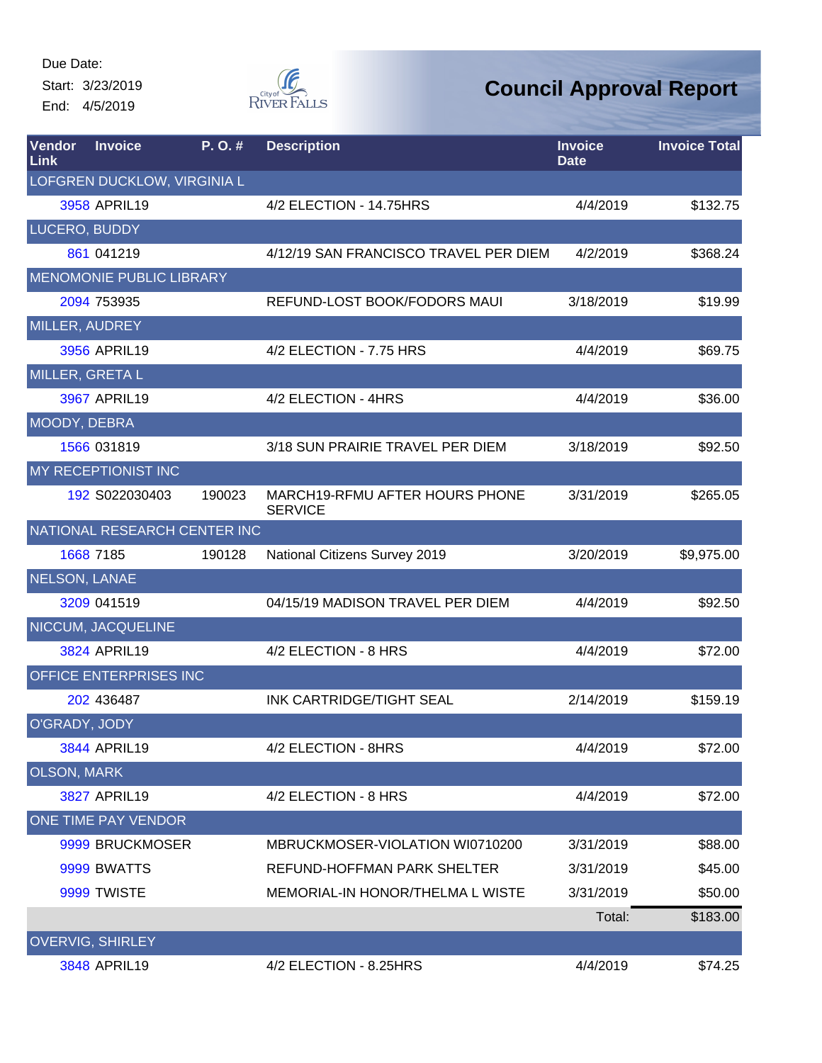Due Date:
Start: 3/23/2019
End: 4/5/2019

# Council Approval Report

| Vendor Link | Invoice | P. O. # | Description | Invoice Date | Invoice Total |
|---|---|---|---|---|---|
| LOFGREN DUCKLOW, VIRGINIA L | | | | | |
| 3958 | APRIL19 | | 4/2 ELECTION - 14.75HRS | 4/4/2019 | $132.75 |
| LUCERO, BUDDY | | | | | |
| 861 | 041219 | | 4/12/19 SAN FRANCISCO TRAVEL PER DIEM | 4/2/2019 | $368.24 |
| MENOMONIE PUBLIC LIBRARY | | | | | |
| 2094 | 753935 | | REFUND-LOST BOOK/FODORS MAUI | 3/18/2019 | $19.99 |
| MILLER, AUDREY | | | | | |
| 3956 | APRIL19 | | 4/2 ELECTION - 7.75 HRS | 4/4/2019 | $69.75 |
| MILLER, GRETA L | | | | | |
| 3967 | APRIL19 | | 4/2 ELECTION - 4HRS | 4/4/2019 | $36.00 |
| MOODY, DEBRA | | | | | |
| 1566 | 031819 | | 3/18 SUN PRAIRIE TRAVEL PER DIEM | 3/18/2019 | $92.50 |
| MY RECEPTIONIST INC | | | | | |
| 192 | S022030403 | 190023 | MARCH19-RFMU AFTER HOURS PHONE SERVICE | 3/31/2019 | $265.05 |
| NATIONAL RESEARCH CENTER INC | | | | | |
| 1668 | 7185 | 190128 | National Citizens Survey 2019 | 3/20/2019 | $9,975.00 |
| NELSON, LANAE | | | | | |
| 3209 | 041519 | | 04/15/19 MADISON TRAVEL PER DIEM | 4/4/2019 | $92.50 |
| NICCUM, JACQUELINE | | | | | |
| 3824 | APRIL19 | | 4/2 ELECTION - 8 HRS | 4/4/2019 | $72.00 |
| OFFICE ENTERPRISES INC | | | | | |
| 202 | 436487 | | INK CARTRIDGE/TIGHT SEAL | 2/14/2019 | $159.19 |
| O'GRADY, JODY | | | | | |
| 3844 | APRIL19 | | 4/2 ELECTION - 8HRS | 4/4/2019 | $72.00 |
| OLSON, MARK | | | | | |
| 3827 | APRIL19 | | 4/2 ELECTION - 8 HRS | 4/4/2019 | $72.00 |
| ONE TIME PAY VENDOR | | | | | |
| 9999 | BRUCKMOSER | | MBRUCKMOSER-VIOLATION WI0710200 | 3/31/2019 | $88.00 |
| 9999 | BWATTS | | REFUND-HOFFMAN PARK SHELTER | 3/31/2019 | $45.00 |
| 9999 | TWISTE | | MEMORIAL-IN HONOR/THELMA L WISTE | 3/31/2019 | $50.00 |
| | | | | Total: | $183.00 |
| OVERVIG, SHIRLEY | | | | | |
| 3848 | APRIL19 | | 4/2 ELECTION - 8.25HRS | 4/4/2019 | $74.25 |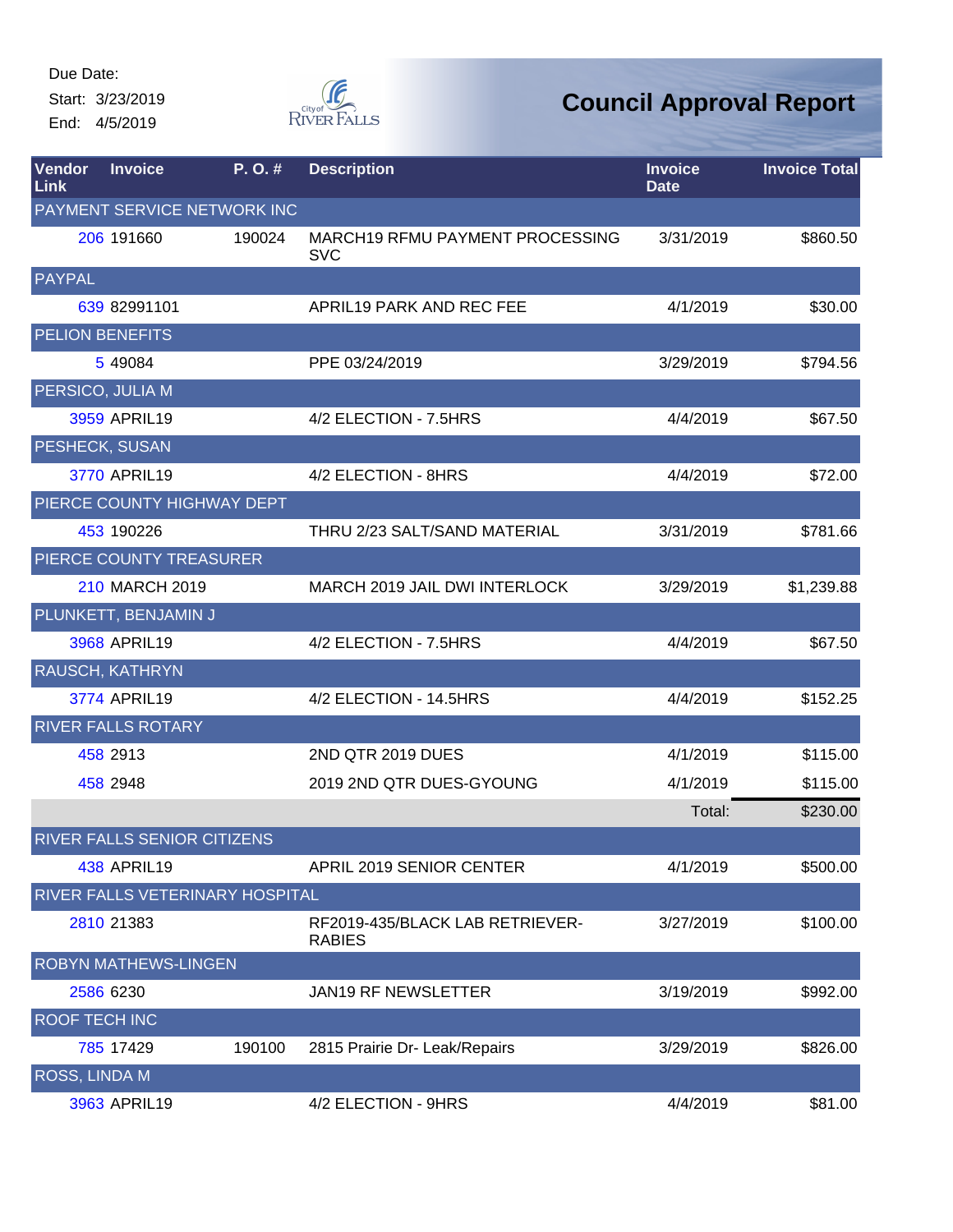Due Date:
Start: 3/23/2019
End: 4/5/2019

# Council Approval Report

| Vendor Link | Invoice | P. O. # | Description | Invoice Date | Invoice Total |
|---|---|---|---|---|---|
| PAYMENT SERVICE NETWORK INC | | | | | |
| 206 | 191660 | 190024 | MARCH19 RFMU PAYMENT PROCESSING SVC | 3/31/2019 | $860.50 |
| PAYPAL | | | | | |
| 639 | 82991101 | | APRIL19 PARK AND REC FEE | 4/1/2019 | $30.00 |
| PELION BENEFITS | | | | | |
| 5 | 49084 | | PPE 03/24/2019 | 3/29/2019 | $794.56 |
| PERSICO, JULIA M | | | | | |
| 3959 | APRIL19 | | 4/2 ELECTION - 7.5HRS | 4/4/2019 | $67.50 |
| PESHECK, SUSAN | | | | | |
| 3770 | APRIL19 | | 4/2 ELECTION - 8HRS | 4/4/2019 | $72.00 |
| PIERCE COUNTY HIGHWAY DEPT | | | | | |
| 453 | 190226 | | THRU 2/23 SALT/SAND MATERIAL | 3/31/2019 | $781.66 |
| PIERCE COUNTY TREASURER | | | | | |
| 210 | MARCH 2019 | | MARCH 2019 JAIL DWI INTERLOCK | 3/29/2019 | $1,239.88 |
| PLUNKETT, BENJAMIN J | | | | | |
| 3968 | APRIL19 | | 4/2 ELECTION - 7.5HRS | 4/4/2019 | $67.50 |
| RAUSCH, KATHRYN | | | | | |
| 3774 | APRIL19 | | 4/2 ELECTION - 14.5HRS | 4/4/2019 | $152.25 |
| RIVER FALLS ROTARY | | | | | |
| 458 | 2913 | | 2ND QTR 2019 DUES | 4/1/2019 | $115.00 |
| 458 | 2948 | | 2019 2ND QTR DUES-GYOUNG | 4/1/2019 | $115.00 |
| | | | | Total: | $230.00 |
| RIVER FALLS SENIOR CITIZENS | | | | | |
| 438 | APRIL19 | | APRIL 2019 SENIOR CENTER | 4/1/2019 | $500.00 |
| RIVER FALLS VETERINARY HOSPITAL | | | | | |
| 2810 | 21383 | | RF2019-435/BLACK LAB RETRIEVER-RABIES | 3/27/2019 | $100.00 |
| ROBYN MATHEWS-LINGEN | | | | | |
| 2586 | 6230 | | JAN19 RF NEWSLETTER | 3/19/2019 | $992.00 |
| ROOF TECH INC | | | | | |
| 785 | 17429 | 190100 | 2815 Prairie Dr- Leak/Repairs | 3/29/2019 | $826.00 |
| ROSS, LINDA M | | | | | |
| 3963 | APRIL19 | | 4/2 ELECTION - 9HRS | 4/4/2019 | $81.00 |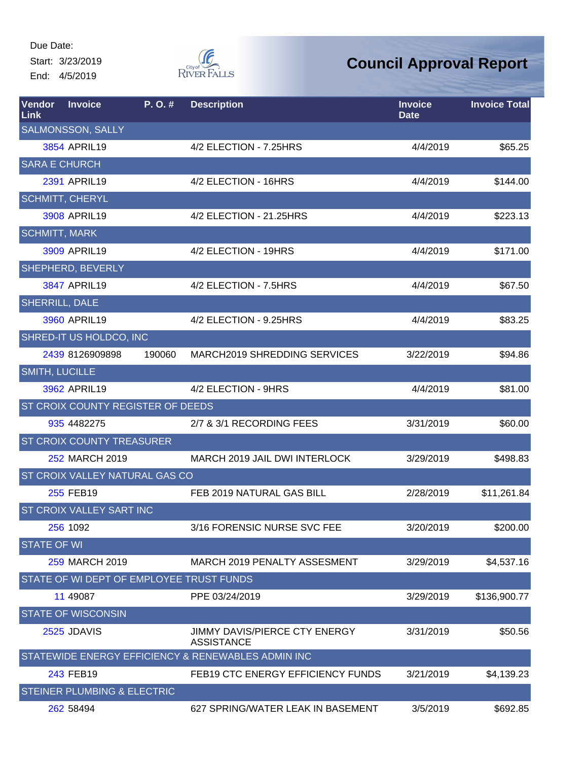Due Date:
Start: 3/23/2019
End: 4/5/2019

City of River Falls

# Council Approval Report

| Vendor Link | Invoice | P. O. # | Description | Invoice Date | Invoice Total |
|---|---|---|---|---|---|
| SALMONSSON, SALLY | | | | | |
| 3854 | APRIL19 | | 4/2 ELECTION - 7.25HRS | 4/4/2019 | $65.25 |
| SARA E CHURCH | | | | | |
| 2391 | APRIL19 | | 4/2 ELECTION - 16HRS | 4/4/2019 | $144.00 |
| SCHMITT, CHERYL | | | | | |
| 3908 | APRIL19 | | 4/2 ELECTION - 21.25HRS | 4/4/2019 | $223.13 |
| SCHMITT, MARK | | | | | |
| 3909 | APRIL19 | | 4/2 ELECTION - 19HRS | 4/4/2019 | $171.00 |
| SHEPHERD, BEVERLY | | | | | |
| 3847 | APRIL19 | | 4/2 ELECTION - 7.5HRS | 4/4/2019 | $67.50 |
| SHERRILL, DALE | | | | | |
| 3960 | APRIL19 | | 4/2 ELECTION - 9.25HRS | 4/4/2019 | $83.25 |
| SHRED-IT US HOLDCO, INC | | | | | |
| 2439 | 8126909898 | 190060 | MARCH2019 SHREDDING SERVICES | 3/22/2019 | $94.86 |
| SMITH, LUCILLE | | | | | |
| 3962 | APRIL19 | | 4/2 ELECTION - 9HRS | 4/4/2019 | $81.00 |
| ST CROIX COUNTY REGISTER OF DEEDS | | | | | |
| 935 | 4482275 | | 2/7 & 3/1 RECORDING FEES | 3/31/2019 | $60.00 |
| ST CROIX COUNTY TREASURER | | | | | |
| 252 | MARCH 2019 | | MARCH 2019 JAIL DWI INTERLOCK | 3/29/2019 | $498.83 |
| ST CROIX VALLEY NATURAL GAS CO | | | | | |
| 255 | FEB19 | | FEB 2019 NATURAL GAS BILL | 2/28/2019 | $11,261.84 |
| ST CROIX VALLEY SART INC | | | | | |
| 256 | 1092 | | 3/16 FORENSIC NURSE SVC FEE | 3/20/2019 | $200.00 |
| STATE OF WI | | | | | |
| 259 | MARCH 2019 | | MARCH 2019 PENALTY ASSESMENT | 3/29/2019 | $4,537.16 |
| STATE OF WI DEPT OF EMPLOYEE TRUST FUNDS | | | | | |
| 11 | 49087 | | PPE 03/24/2019 | 3/29/2019 | $136,900.77 |
| STATE OF WISCONSIN | | | | | |
| 2525 | JDAVIS | | JIMMY DAVIS/PIERCE CTY ENERGY ASSISTANCE | 3/31/2019 | $50.56 |
| STATEWIDE ENERGY EFFICIENCY & RENEWABLES ADMIN INC | | | | | |
| 243 | FEB19 | | FEB19 CTC ENERGY EFFICIENCY FUNDS | 3/21/2019 | $4,139.23 |
| STEINER PLUMBING & ELECTRIC | | | | | |
| 262 | 58494 | | 627 SPRING/WATER LEAK IN BASEMENT | 3/5/2019 | $692.85 |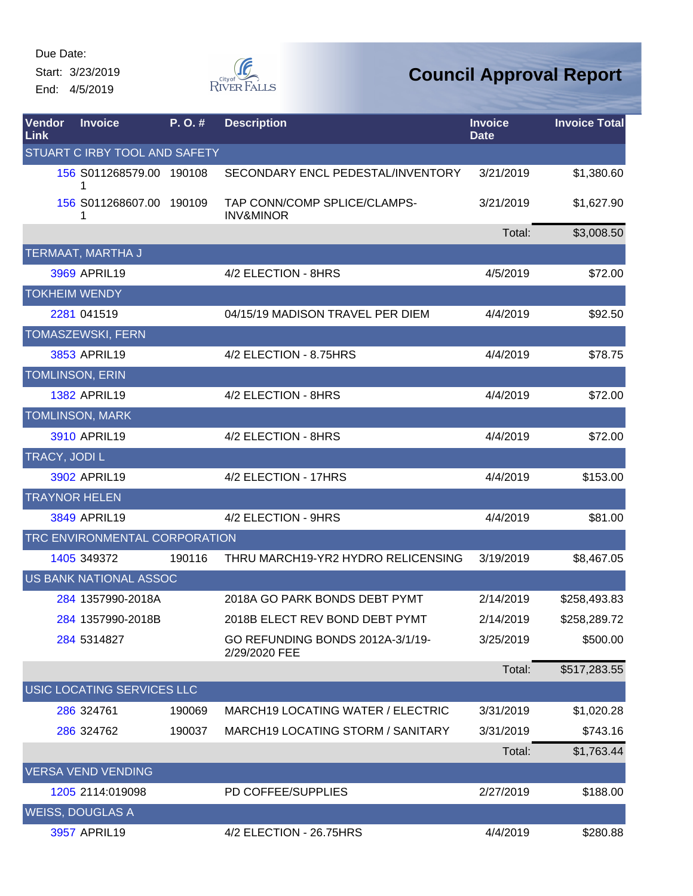Due Date:
Start: 3/23/2019
End: 4/5/2019

# Council Approval Report

| Vendor Link | Invoice | P. O. # | Description | Invoice Date | Invoice Total |
|---|---|---|---|---|---|
| STUART C IRBY TOOL AND SAFETY | | | | | |
| 156 | S011268579.001 | 190108 | SECONDARY ENCL PEDESTAL/INVENTORY | 3/21/2019 | $1,380.60 |
| 156 | S011268607.001 | 190109 | TAP CONN/COMP SPLICE/CLAMPS-INV&MINOR | 3/21/2019 | $1,627.90 |
| | | | | Total: | $3,008.50 |
| TERMAAT, MARTHA J | | | | | |
| 3969 | APRIL19 | | 4/2 ELECTION - 8HRS | 4/5/2019 | $72.00 |
| TOKHEIM WENDY | | | | | |
| 2281 | 041519 | | 04/15/19 MADISON TRAVEL PER DIEM | 4/4/2019 | $92.50 |
| TOMASZEWSKI, FERN | | | | | |
| 3853 | APRIL19 | | 4/2 ELECTION - 8.75HRS | 4/4/2019 | $78.75 |
| TOMLINSON, ERIN | | | | | |
| 1382 | APRIL19 | | 4/2 ELECTION - 8HRS | 4/4/2019 | $72.00 |
| TOMLINSON, MARK | | | | | |
| 3910 | APRIL19 | | 4/2 ELECTION - 8HRS | 4/4/2019 | $72.00 |
| TRACY, JODI L | | | | | |
| 3902 | APRIL19 | | 4/2 ELECTION - 17HRS | 4/4/2019 | $153.00 |
| TRAYNOR HELEN | | | | | |
| 3849 | APRIL19 | | 4/2 ELECTION - 9HRS | 4/4/2019 | $81.00 |
| TRC ENVIRONMENTAL CORPORATION | | | | | |
| 1405 | 349372 | 190116 | THRU MARCH19-YR2 HYDRO RELICENSING | 3/19/2019 | $8,467.05 |
| US BANK NATIONAL ASSOC | | | | | |
| 284 | 1357990-2018A | | 2018A GO PARK BONDS DEBT PYMT | 2/14/2019 | $258,493.83 |
| 284 | 1357990-2018B | | 2018B ELECT REV BOND DEBT PYMT | 2/14/2019 | $258,289.72 |
| 284 | 5314827 | | GO REFUNDING BONDS 2012A-3/1/19-2/29/2020 FEE | 3/25/2019 | $500.00 |
| | | | | Total: | $517,283.55 |
| USIC LOCATING SERVICES LLC | | | | | |
| 286 | 324761 | 190069 | MARCH19 LOCATING WATER / ELECTRIC | 3/31/2019 | $1,020.28 |
| 286 | 324762 | 190037 | MARCH19 LOCATING STORM / SANITARY | 3/31/2019 | $743.16 |
| | | | | Total: | $1,763.44 |
| VERSA VEND VENDING | | | | | |
| 1205 | 2114:019098 | | PD COFFEE/SUPPLIES | 2/27/2019 | $188.00 |
| WEISS, DOUGLAS A | | | | | |
| 3957 | APRIL19 | | 4/2 ELECTION - 26.75HRS | 4/4/2019 | $280.88 |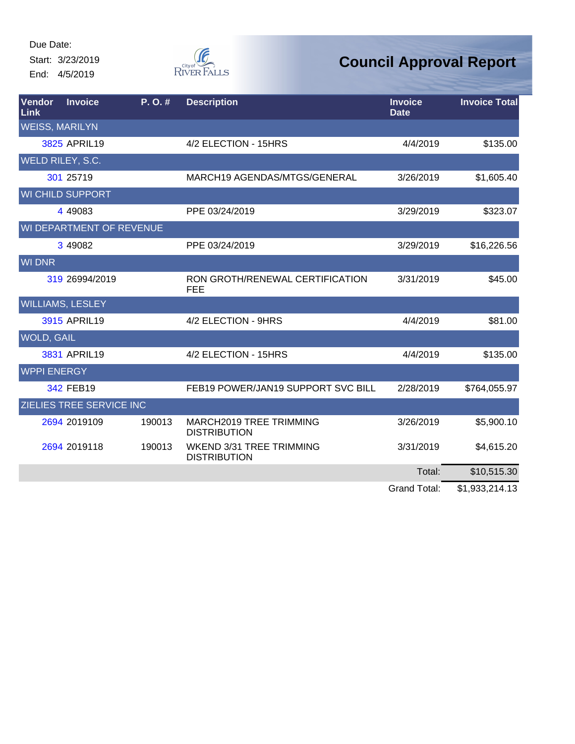Due Date:

Start: 3/23/2019

End: 4/5/2019

# Council Approval Report

| Vendor Link | Invoice | P. O. # | Description | Invoice Date | Invoice Total |
|---|---|---|---|---|---|
| WEISS, MARILYN | | | | | |
| 3825 | APRIL19 | | 4/2 ELECTION - 15HRS | 4/4/2019 | $135.00 |
| WELD RILEY, S.C. | | | | | |
| 301 | 25719 | | MARCH19 AGENDAS/MTGS/GENERAL | 3/26/2019 | $1,605.40 |
| WI CHILD SUPPORT | | | | | |
| 4 | 49083 | | PPE 03/24/2019 | 3/29/2019 | $323.07 |
| WI DEPARTMENT OF REVENUE | | | | | |
| 3 | 49082 | | PPE 03/24/2019 | 3/29/2019 | $16,226.56 |
| WI DNR | | | | | |
| 319 | 26994/2019 | | RON GROTH/RENEWAL CERTIFICATION FEE | 3/31/2019 | $45.00 |
| WILLIAMS, LESLEY | | | | | |
| 3915 | APRIL19 | | 4/2 ELECTION - 9HRS | 4/4/2019 | $81.00 |
| WOLD, GAIL | | | | | |
| 3831 | APRIL19 | | 4/2 ELECTION - 15HRS | 4/4/2019 | $135.00 |
| WPPI ENERGY | | | | | |
| 342 | FEB19 | | FEB19 POWER/JAN19 SUPPORT SVC BILL | 2/28/2019 | $764,055.97 |
| ZIELIES TREE SERVICE INC | | | | | |
| 2694 | 2019109 | 190013 | MARCH2019 TREE TRIMMING DISTRIBUTION | 3/26/2019 | $5,900.10 |
| 2694 | 2019118 | 190013 | WKEND 3/31 TREE TRIMMING DISTRIBUTION | 3/31/2019 | $4,615.20 |
| | | | | Total: | $10,515.30 |
| | | | | Grand Total: | $1,933,214.13 |